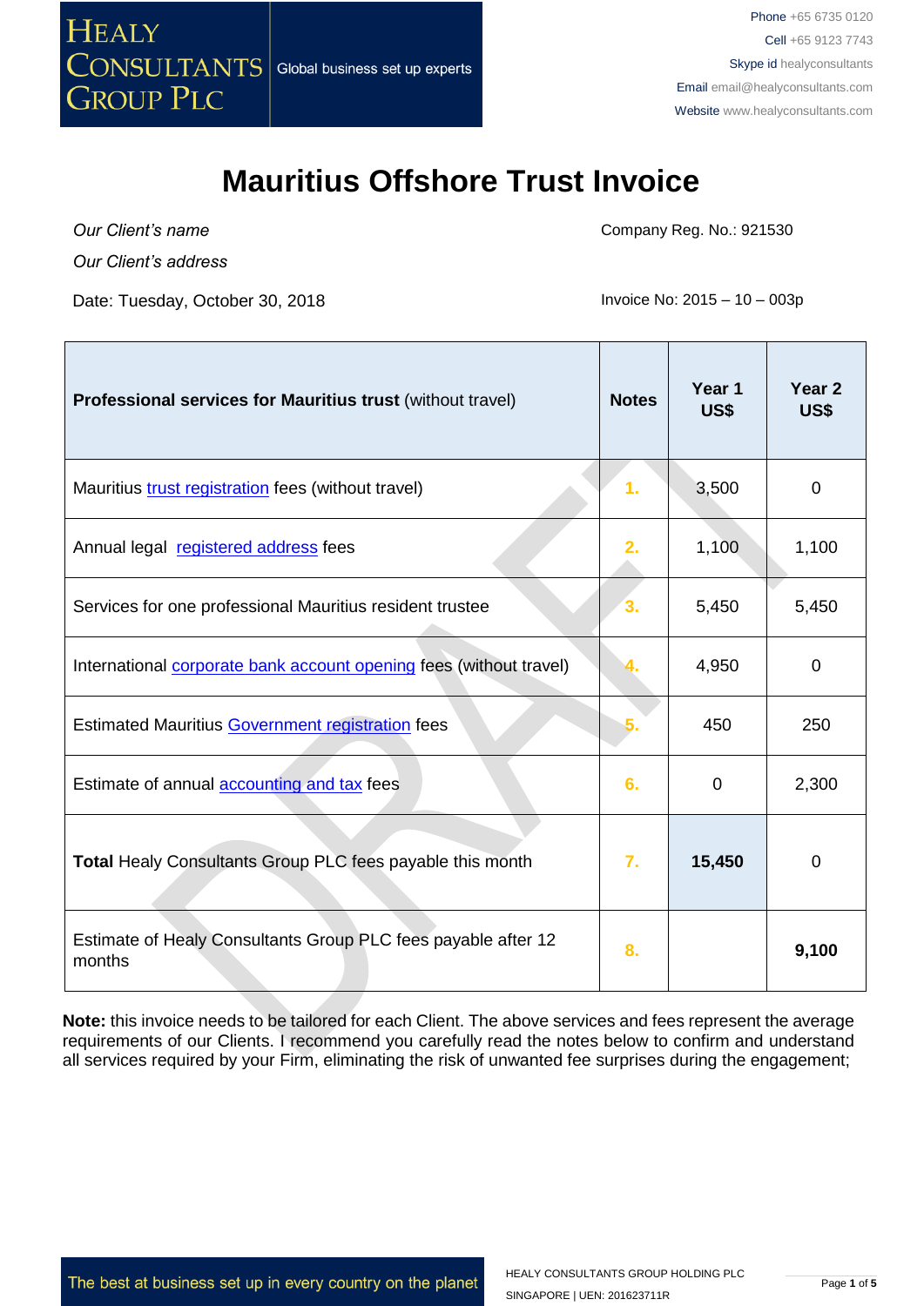HEALY CONSULTANTS GROUP PLC

Global business set up experts

Phone +65 6735 0120
Cell +65 9123 7743
Skype id healyconsultants
Email email@healyconsultants.com
Website www.healyconsultants.com

# Mauritius Offshore Trust Invoice

*Our Client's name*

*Our Client's address*

Company Reg. No.: 921530

Date: Tuesday, October 30, 2018

Invoice No: 2015 – 10 – 003p

| **Professional services for Mauritius trust** (without travel) | **Notes** | **Year 1 US$** | **Year 2 US$** |
|---|---|---|---|
| Mauritius trust registration fees (without travel) | 1. | 3,500 | 0 |
| Annual legal registered address fees | 2. | 1,100 | 1,100 |
| Services for one professional Mauritius resident trustee | 3. | 5,450 | 5,450 |
| International corporate bank account opening fees (without travel) | 4. | 4,950 | 0 |
| Estimated Mauritius Government registration fees | 5. | 450 | 250 |
| Estimate of annual accounting and tax fees | 6. | 0 | 2,300 |
| **Total** Healy Consultants Group PLC fees payable this month | 7. | **15,450** | 0 |
| Estimate of Healy Consultants Group PLC fees payable after 12 months | 8. | | **9,100** |

**Note:** this invoice needs to be tailored for each Client. The above services and fees represent the average requirements of our Clients. I recommend you carefully read the notes below to confirm and understand all services required by your Firm, eliminating the risk of unwanted fee surprises during the engagement;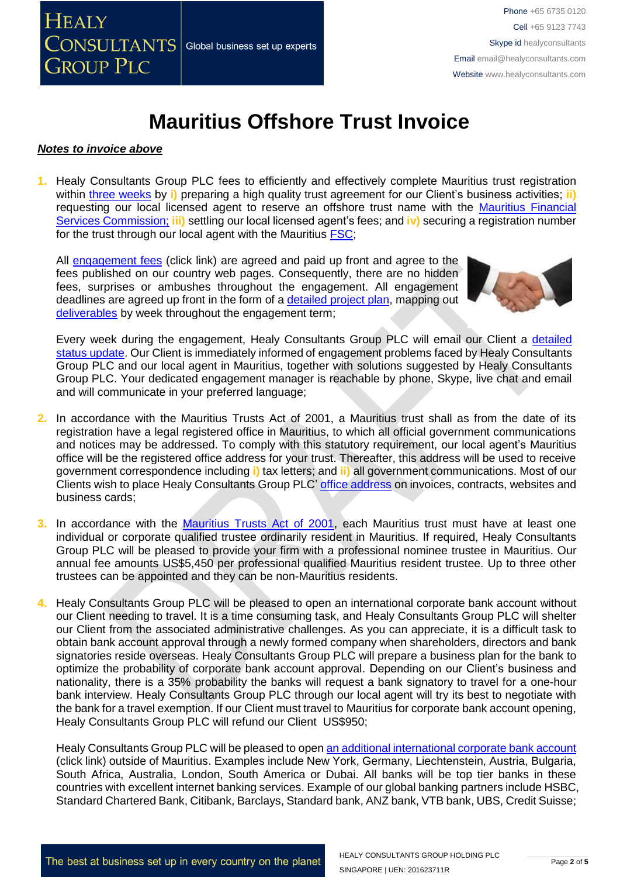# Mauritius Offshore Trust Invoice

***Notes to invoice above***

1. Healy Consultants Group PLC fees to efficiently and effectively complete Mauritius trust registration within three weeks by **i)** preparing a high quality trust agreement for our Client's business activities; **ii)** requesting our local licensed agent to reserve an offshore trust name with the Mauritius Financial Services Commission; **iii)** settling our local licensed agent's fees; and **iv)** securing a registration number for the trust through our local agent with the Mauritius FSC;

   All engagement fees (click link) are agreed and paid up front and agree to the fees published on our country web pages. Consequently, there are no hidden fees, surprises or ambushes throughout the engagement. All engagement deadlines are agreed up front in the form of a detailed project plan, mapping out deliverables by week throughout the engagement term;

   Every week during the engagement, Healy Consultants Group PLC will email our Client a detailed status update. Our Client is immediately informed of engagement problems faced by Healy Consultants Group PLC and our local agent in Mauritius, together with solutions suggested by Healy Consultants Group PLC. Your dedicated engagement manager is reachable by phone, Skype, live chat and email and will communicate in your preferred language;

2. In accordance with the Mauritius Trusts Act of 2001, a Mauritius trust shall as from the date of its registration have a legal registered office in Mauritius, to which all official government communications and notices may be addressed. To comply with this statutory requirement, our local agent's Mauritius office will be the registered office address for your trust. Thereafter, this address will be used to receive government correspondence including **i)** tax letters; and **ii)** all government communications. Most of our Clients wish to place Healy Consultants Group PLC' office address on invoices, contracts, websites and business cards;

3. In accordance with the Mauritius Trusts Act of 2001, each Mauritius trust must have at least one individual or corporate qualified trustee ordinarily resident in Mauritius. If required, Healy Consultants Group PLC will be pleased to provide your firm with a professional nominee trustee in Mauritius. Our annual fee amounts US$5,450 per professional qualified Mauritius resident trustee. Up to three other trustees can be appointed and they can be non-Mauritius residents.

4. Healy Consultants Group PLC will be pleased to open an international corporate bank account without our Client needing to travel. It is a time consuming task, and Healy Consultants Group PLC will shelter our Client from the associated administrative challenges. As you can appreciate, it is a difficult task to obtain bank account approval through a newly formed company when shareholders, directors and bank signatories reside overseas. Healy Consultants Group PLC will prepare a business plan for the bank to optimize the probability of corporate bank account approval. Depending on our Client's business and nationality, there is a 35% probability the banks will request a bank signatory to travel for a one-hour bank interview. Healy Consultants Group PLC through our local agent will try its best to negotiate with the bank for a travel exemption. If our Client must travel to Mauritius for corporate bank account opening, Healy Consultants Group PLC will refund our Client US$950;

   Healy Consultants Group PLC will be pleased to open an additional international corporate bank account (click link) outside of Mauritius. Examples include New York, Germany, Liechtenstein, Austria, Bulgaria, South Africa, Australia, London, South America or Dubai. All banks will be top tier banks in these countries with excellent internet banking services. Example of our global banking partners include HSBC, Standard Chartered Bank, Citibank, Barclays, Standard bank, ANZ bank, VTB bank, UBS, Credit Suisse;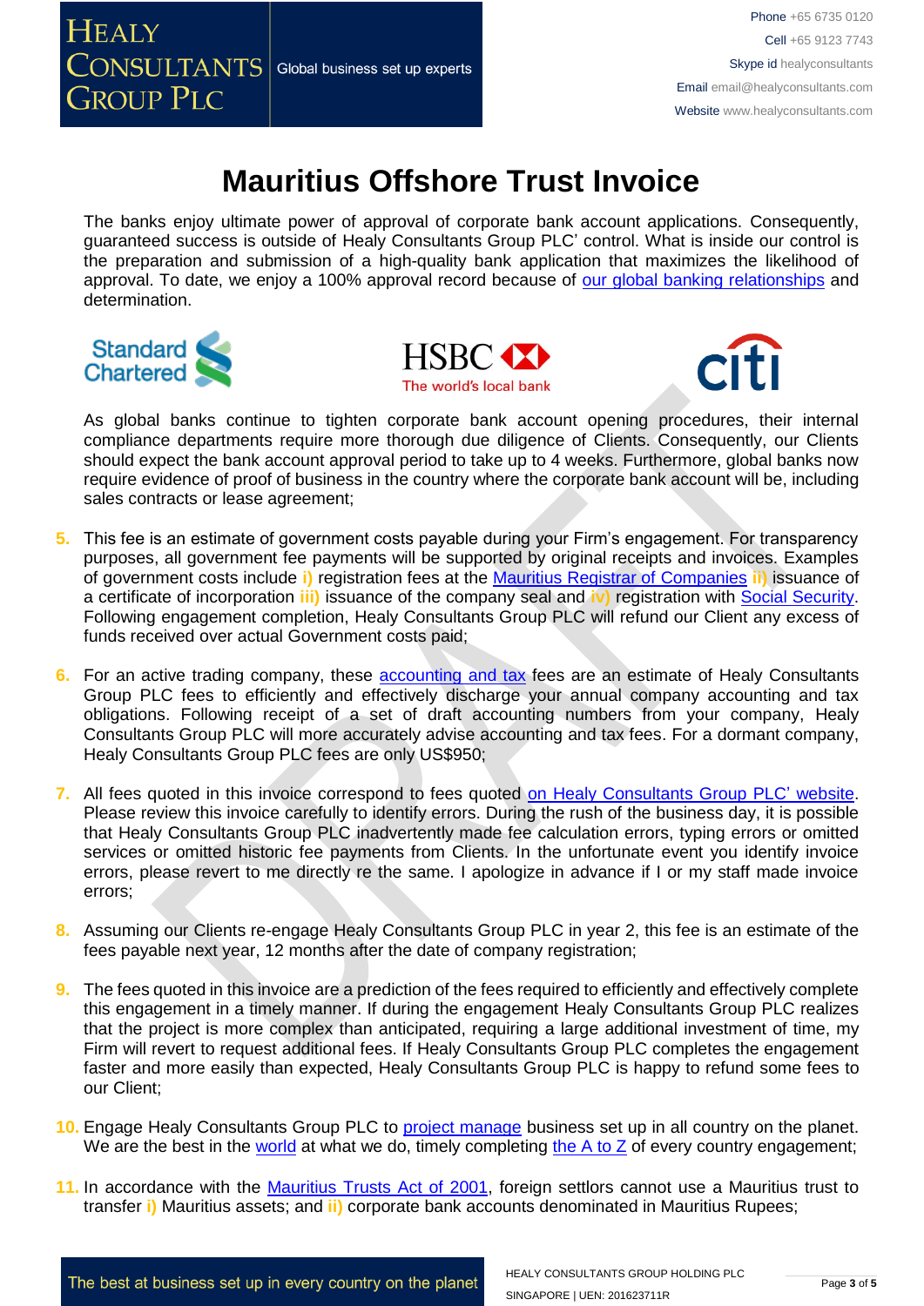# Mauritius Offshore Trust Invoice

The banks enjoy ultimate power of approval of corporate bank account applications. Consequently, guaranteed success is outside of Healy Consultants Group PLC' control. What is inside our control is the preparation and submission of a high-quality bank application that maximizes the likelihood of approval. To date, we enjoy a 100% approval record because of [our global banking relationships] and determination.

As global banks continue to tighten corporate bank account opening procedures, their internal compliance departments require more thorough due diligence of Clients. Consequently, our Clients should expect the bank account approval period to take up to 4 weeks. Furthermore, global banks now require evidence of proof of business in the country where the corporate bank account will be, including sales contracts or lease agreement;

5. This fee is an estimate of government costs payable during your Firm's engagement. For transparency purposes, all government fee payments will be supported by original receipts and invoices. Examples of government costs include **i)** registration fees at the Mauritius Registrar of Companies **ii)** issuance of a certificate of incorporation **iii)** issuance of the company seal and **iv)** registration with Social Security. Following engagement completion, Healy Consultants Group PLC will refund our Client any excess of funds received over actual Government costs paid;

6. For an active trading company, these accounting and tax fees are an estimate of Healy Consultants Group PLC fees to efficiently and effectively discharge your annual company accounting and tax obligations. Following receipt of a set of draft accounting numbers from your company, Healy Consultants Group PLC will more accurately advise accounting and tax fees. For a dormant company, Healy Consultants Group PLC fees are only US$950;

7. All fees quoted in this invoice correspond to fees quoted on Healy Consultants Group PLC' website. Please review this invoice carefully to identify errors. During the rush of the business day, it is possible that Healy Consultants Group PLC inadvertently made fee calculation errors, typing errors or omitted services or omitted historic fee payments from Clients. In the unfortunate event you identify invoice errors, please revert to me directly re the same. I apologize in advance if I or my staff made invoice errors;

8. Assuming our Clients re-engage Healy Consultants Group PLC in year 2, this fee is an estimate of the fees payable next year, 12 months after the date of company registration;

9. The fees quoted in this invoice are a prediction of the fees required to efficiently and effectively complete this engagement in a timely manner. If during the engagement Healy Consultants Group PLC realizes that the project is more complex than anticipated, requiring a large additional investment of time, my Firm will revert to request additional fees. If Healy Consultants Group PLC completes the engagement faster and more easily than expected, Healy Consultants Group PLC is happy to refund some fees to our Client;

10. Engage Healy Consultants Group PLC to project manage business set up in all country on the planet. We are the best in the world at what we do, timely completing the A to Z of every country engagement;

11. In accordance with the Mauritius Trusts Act of 2001, foreign settlors cannot use a Mauritius trust to transfer **i)** Mauritius assets; and **ii)** corporate bank accounts denominated in Mauritius Rupees;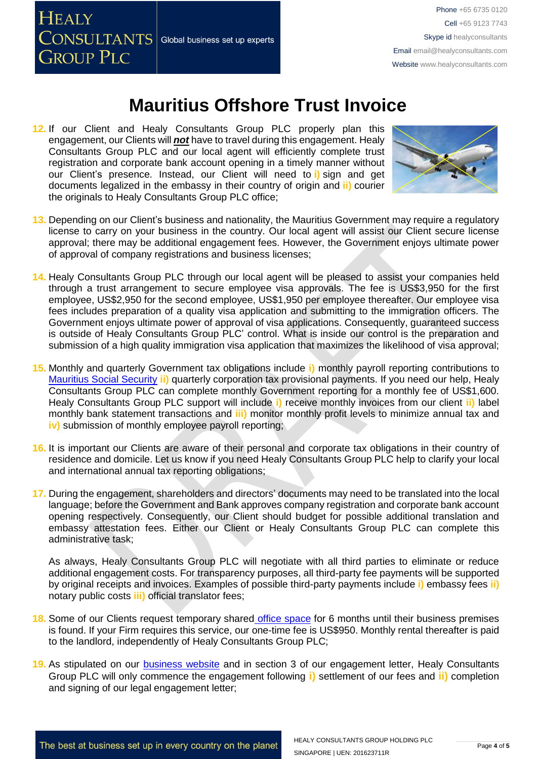# Mauritius Offshore Trust Invoice

12. If our Client and Healy Consultants Group PLC properly plan this engagement, our Clients will ***not*** have to travel during this engagement. Healy Consultants Group PLC and our local agent will efficiently complete trust registration and corporate bank account opening in a timely manner without our Client's presence. Instead, our Client will need to **i)** sign and get documents legalized in the embassy in their country of origin and **ii)** courier the originals to Healy Consultants Group PLC office;

13. Depending on our Client's business and nationality, the Mauritius Government may require a regulatory license to carry on your business in the country. Our local agent will assist our Client secure license approval; there may be additional engagement fees. However, the Government enjoys ultimate power of approval of company registrations and business licenses;

14. Healy Consultants Group PLC through our local agent will be pleased to assist your companies held through a trust arrangement to secure employee visa approvals. The fee is US$3,950 for the first employee, US$2,950 for the second employee, US$1,950 per employee thereafter. Our employee visa fees includes preparation of a quality visa application and submitting to the immigration officers. The Government enjoys ultimate power of approval of visa applications. Consequently, guaranteed success is outside of Healy Consultants Group PLC' control. What is inside our control is the preparation and submission of a high quality immigration visa application that maximizes the likelihood of visa approval;

15. Monthly and quarterly Government tax obligations include **i)** monthly payroll reporting contributions to Mauritius Social Security **ii)** quarterly corporation tax provisional payments. If you need our help, Healy Consultants Group PLC can complete monthly Government reporting for a monthly fee of US$1,600. Healy Consultants Group PLC support will include **i)** receive monthly invoices from our client **ii)** label monthly bank statement transactions and **iii)** monitor monthly profit levels to minimize annual tax and **iv)** submission of monthly employee payroll reporting;

16. It is important our Clients are aware of their personal and corporate tax obligations in their country of residence and domicile. Let us know if you need Healy Consultants Group PLC help to clarify your local and international annual tax reporting obligations;

17. During the engagement, shareholders and directors' documents may need to be translated into the local language; before the Government and Bank approves company registration and corporate bank account opening respectively. Consequently, our Client should budget for possible additional translation and embassy attestation fees. Either our Client or Healy Consultants Group PLC can complete this administrative task;

    As always, Healy Consultants Group PLC will negotiate with all third parties to eliminate or reduce additional engagement costs. For transparency purposes, all third-party fee payments will be supported by original receipts and invoices. Examples of possible third-party payments include **i)** embassy fees **ii)** notary public costs **iii)** official translator fees;

18. Some of our Clients request temporary shared office space for 6 months until their business premises is found. If your Firm requires this service, our one-time fee is US$950. Monthly rental thereafter is paid to the landlord, independently of Healy Consultants Group PLC;

19. As stipulated on our business website and in section 3 of our engagement letter, Healy Consultants Group PLC will only commence the engagement following **i)** settlement of our fees and **ii)** completion and signing of our legal engagement letter;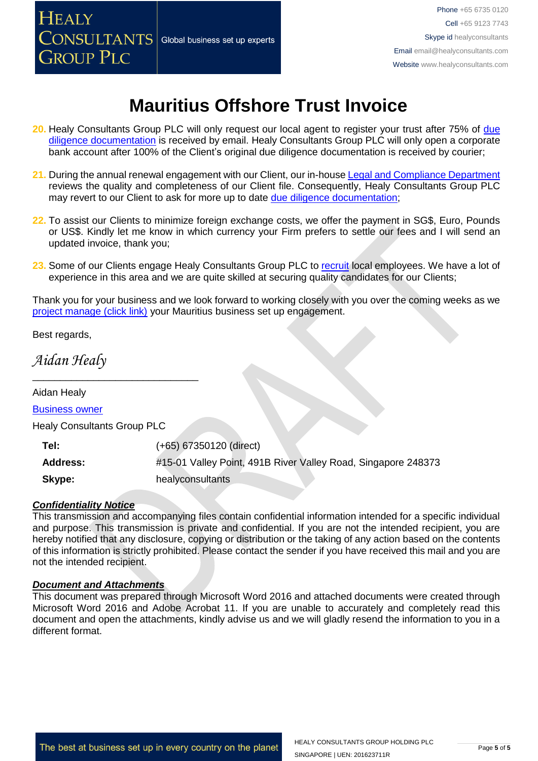# Mauritius Offshore Trust Invoice

20. Healy Consultants Group PLC will only request our local agent to register your trust after 75% of due diligence documentation is received by email. Healy Consultants Group PLC will only open a corporate bank account after 100% of the Client's original due diligence documentation is received by courier;

21. During the annual renewal engagement with our Client, our in-house Legal and Compliance Department reviews the quality and completeness of our Client file. Consequently, Healy Consultants Group PLC may revert to our Client to ask for more up to date due diligence documentation;

22. To assist our Clients to minimize foreign exchange costs, we offer the payment in SG$, Euro, Pounds or US$. Kindly let me know in which currency your Firm prefers to settle our fees and I will send an updated invoice, thank you;

23. Some of our Clients engage Healy Consultants Group PLC to recruit local employees. We have a lot of experience in this area and we are quite skilled at securing quality candidates for our Clients;

Thank you for your business and we look forward to working closely with you over the coming weeks as we project manage (click link) your Mauritius business set up engagement.

Best regards,

*Aidan Healy*

\_\_\_\_\_\_\_\_\_\_\_\_\_\_\_\_\_\_\_\_\_\_\_\_\_\_\_\_\_\_

Aidan Healy

Business owner

Healy Consultants Group PLC

| | |
|---|---|
| **Tel:** | (+65) 67350120 (direct) |
| **Address:** | #15-01 Valley Point, 491B River Valley Road, Singapore 248373 |
| **Skype:** | healyconsultants |

***Confidentiality Notice***

This transmission and accompanying files contain confidential information intended for a specific individual and purpose. This transmission is private and confidential. If you are not the intended recipient, you are hereby notified that any disclosure, copying or distribution or the taking of any action based on the contents of this information is strictly prohibited. Please contact the sender if you have received this mail and you are not the intended recipient.

***Document and Attachments***

This document was prepared through Microsoft Word 2016 and attached documents were created through Microsoft Word 2016 and Adobe Acrobat 11. If you are unable to accurately and completely read this document and open the attachments, kindly advise us and we will gladly resend the information to you in a different format.